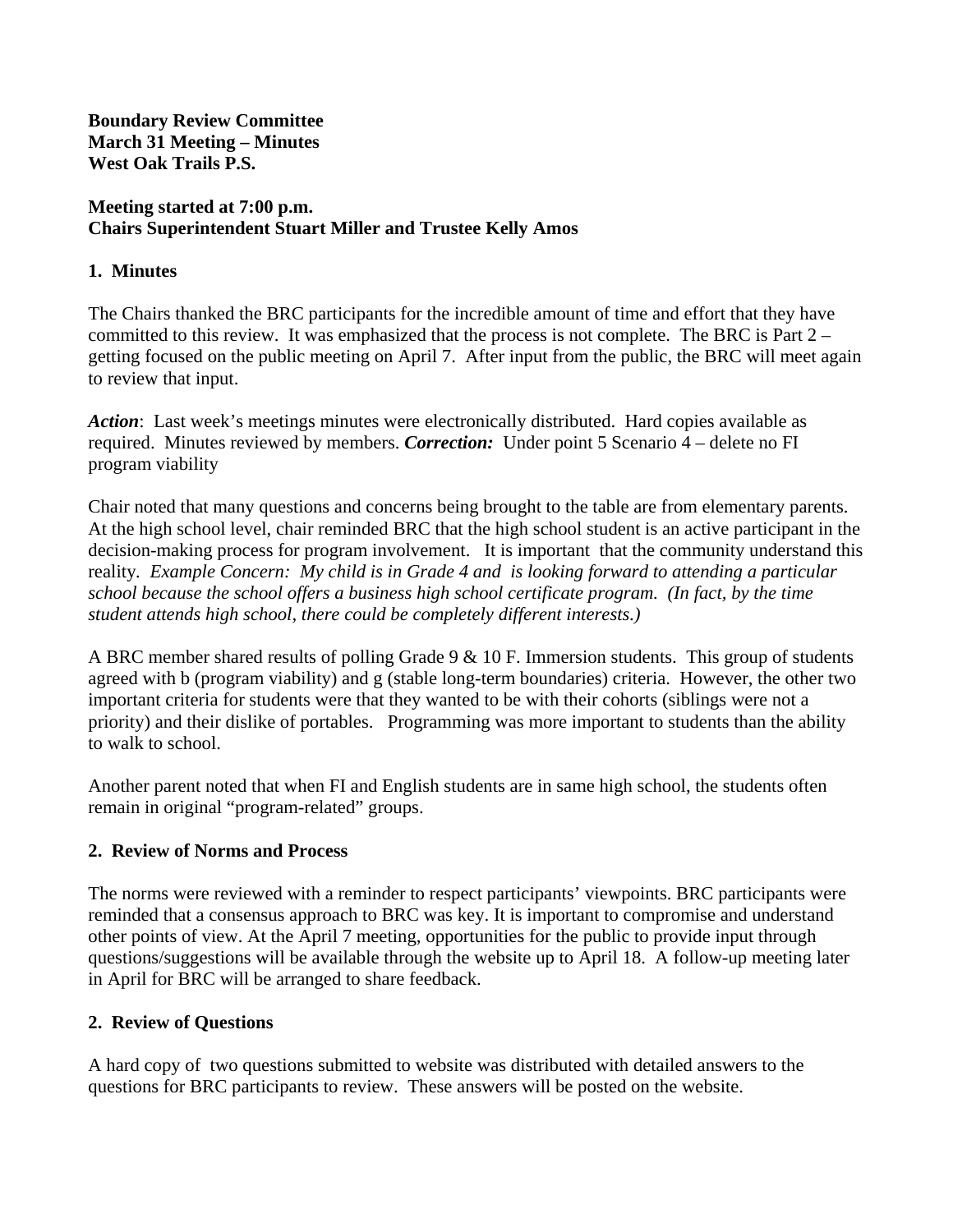**Boundary Review Committee**
**March 31 Meeting – Minutes**
**West Oak Trails P.S.**

**Meeting started at 7:00 p.m.**
**Chairs Superintendent Stuart Miller and Trustee Kelly Amos**

## 1. Minutes

The Chairs thanked the BRC participants for the incredible amount of time and effort that they have committed to this review. It was emphasized that the process is not complete. The BRC is Part 2 – getting focused on the public meeting on April 7. After input from the public, the BRC will meet again to review that input.

***Action***: Last week's meetings minutes were electronically distributed. Hard copies available as required. Minutes reviewed by members. ***Correction:*** Under point 5 Scenario 4 – delete no FI program viability

Chair noted that many questions and concerns being brought to the table are from elementary parents. At the high school level, chair reminded BRC that the high school student is an active participant in the decision-making process for program involvement. It is important that the community understand this reality. *Example Concern: My child is in Grade 4 and is looking forward to attending a particular school because the school offers a business high school certificate program. (In fact, by the time student attends high school, there could be completely different interests.)*

A BRC member shared results of polling Grade 9 & 10 F. Immersion students. This group of students agreed with b (program viability) and g (stable long-term boundaries) criteria. However, the other two important criteria for students were that they wanted to be with their cohorts (siblings were not a priority) and their dislike of portables. Programming was more important to students than the ability to walk to school.

Another parent noted that when FI and English students are in same high school, the students often remain in original "program-related" groups.

## 2. Review of Norms and Process

The norms were reviewed with a reminder to respect participants' viewpoints. BRC participants were reminded that a consensus approach to BRC was key. It is important to compromise and understand other points of view. At the April 7 meeting, opportunities for the public to provide input through questions/suggestions will be available through the website up to April 18. A follow-up meeting later in April for BRC will be arranged to share feedback.

## 2. Review of Questions

A hard copy of two questions submitted to website was distributed with detailed answers to the questions for BRC participants to review. These answers will be posted on the website.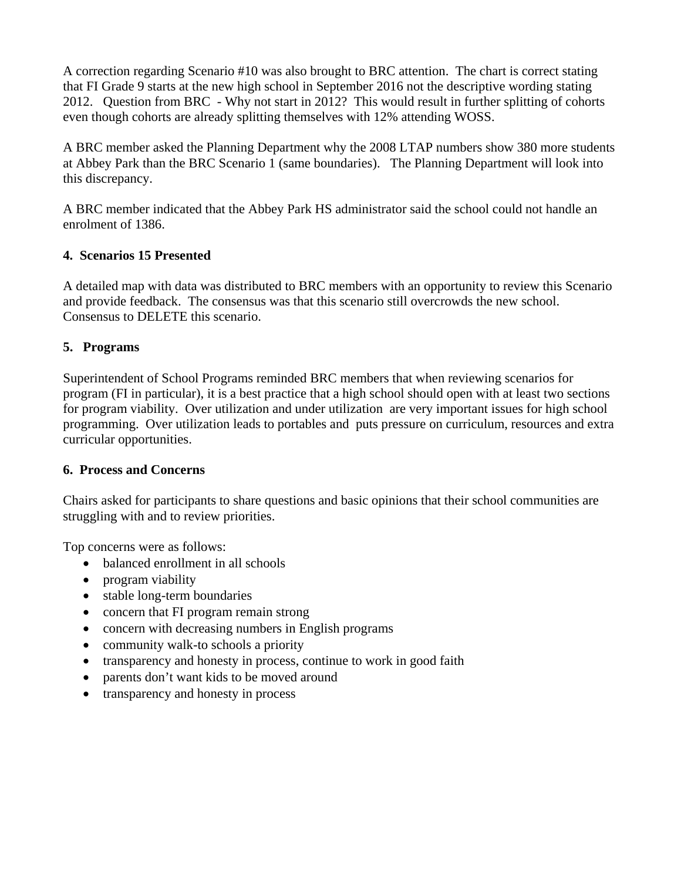A correction regarding Scenario #10 was also brought to BRC attention. The chart is correct stating that FI Grade 9 starts at the new high school in September 2016 not the descriptive wording stating 2012. Question from BRC - Why not start in 2012? This would result in further splitting of cohorts even though cohorts are already splitting themselves with 12% attending WOSS.

A BRC member asked the Planning Department why the 2008 LTAP numbers show 380 more students at Abbey Park than the BRC Scenario 1 (same boundaries). The Planning Department will look into this discrepancy.

A BRC member indicated that the Abbey Park HS administrator said the school could not handle an enrolment of 1386.

**4. Scenarios 15 Presented**

A detailed map with data was distributed to BRC members with an opportunity to review this Scenario and provide feedback. The consensus was that this scenario still overcrowds the new school. Consensus to DELETE this scenario.

**5. Programs**

Superintendent of School Programs reminded BRC members that when reviewing scenarios for program (FI in particular), it is a best practice that a high school should open with at least two sections for program viability. Over utilization and under utilization are very important issues for high school programming. Over utilization leads to portables and puts pressure on curriculum, resources and extra curricular opportunities.

**6. Process and Concerns**

Chairs asked for participants to share questions and basic opinions that their school communities are struggling with and to review priorities.

Top concerns were as follows:

- balanced enrollment in all schools
- program viability
- stable long-term boundaries
- concern that FI program remain strong
- concern with decreasing numbers in English programs
- community walk-to schools a priority
- transparency and honesty in process, continue to work in good faith
- parents don't want kids to be moved around
- transparency and honesty in process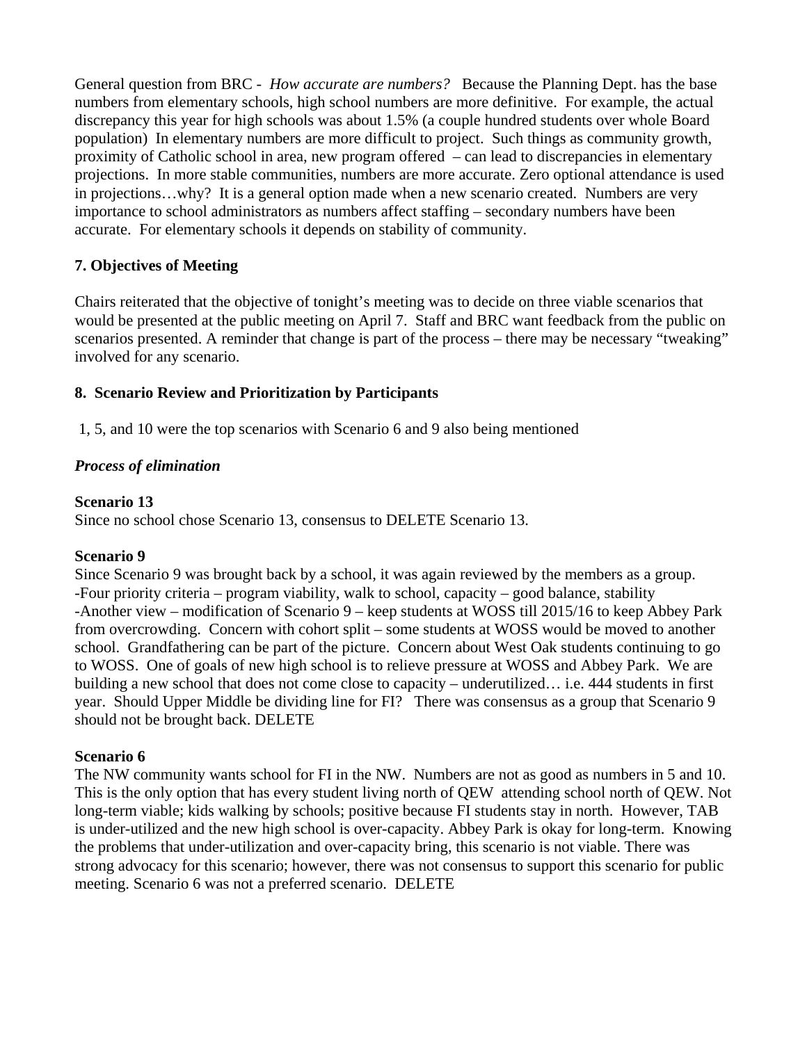General question from BRC - *How accurate are numbers?* Because the Planning Dept. has the base numbers from elementary schools, high school numbers are more definitive. For example, the actual discrepancy this year for high schools was about 1.5% (a couple hundred students over whole Board population) In elementary numbers are more difficult to project. Such things as community growth, proximity of Catholic school in area, new program offered – can lead to discrepancies in elementary projections. In more stable communities, numbers are more accurate. Zero optional attendance is used in projections…why? It is a general option made when a new scenario created. Numbers are very importance to school administrators as numbers affect staffing – secondary numbers have been accurate. For elementary schools it depends on stability of community.

**7. Objectives of Meeting**

Chairs reiterated that the objective of tonight's meeting was to decide on three viable scenarios that would be presented at the public meeting on April 7. Staff and BRC want feedback from the public on scenarios presented. A reminder that change is part of the process – there may be necessary "tweaking" involved for any scenario.

**8. Scenario Review and Prioritization by Participants**

1, 5, and 10 were the top scenarios with Scenario 6 and 9 also being mentioned

***Process of elimination***

**Scenario 13**
Since no school chose Scenario 13, consensus to DELETE Scenario 13.

**Scenario 9**
Since Scenario 9 was brought back by a school, it was again reviewed by the members as a group.
-Four priority criteria – program viability, walk to school, capacity – good balance, stability
-Another view – modification of Scenario 9 – keep students at WOSS till 2015/16 to keep Abbey Park from overcrowding. Concern with cohort split – some students at WOSS would be moved to another school. Grandfathering can be part of the picture. Concern about West Oak students continuing to go to WOSS. One of goals of new high school is to relieve pressure at WOSS and Abbey Park. We are building a new school that does not come close to capacity – underutilized… i.e. 444 students in first year. Should Upper Middle be dividing line for FI? There was consensus as a group that Scenario 9 should not be brought back. DELETE

**Scenario 6**
The NW community wants school for FI in the NW. Numbers are not as good as numbers in 5 and 10. This is the only option that has every student living north of QEW attending school north of QEW. Not long-term viable; kids walking by schools; positive because FI students stay in north. However, TAB is under-utilized and the new high school is over-capacity. Abbey Park is okay for long-term. Knowing the problems that under-utilization and over-capacity bring, this scenario is not viable. There was strong advocacy for this scenario; however, there was not consensus to support this scenario for public meeting. Scenario 6 was not a preferred scenario. DELETE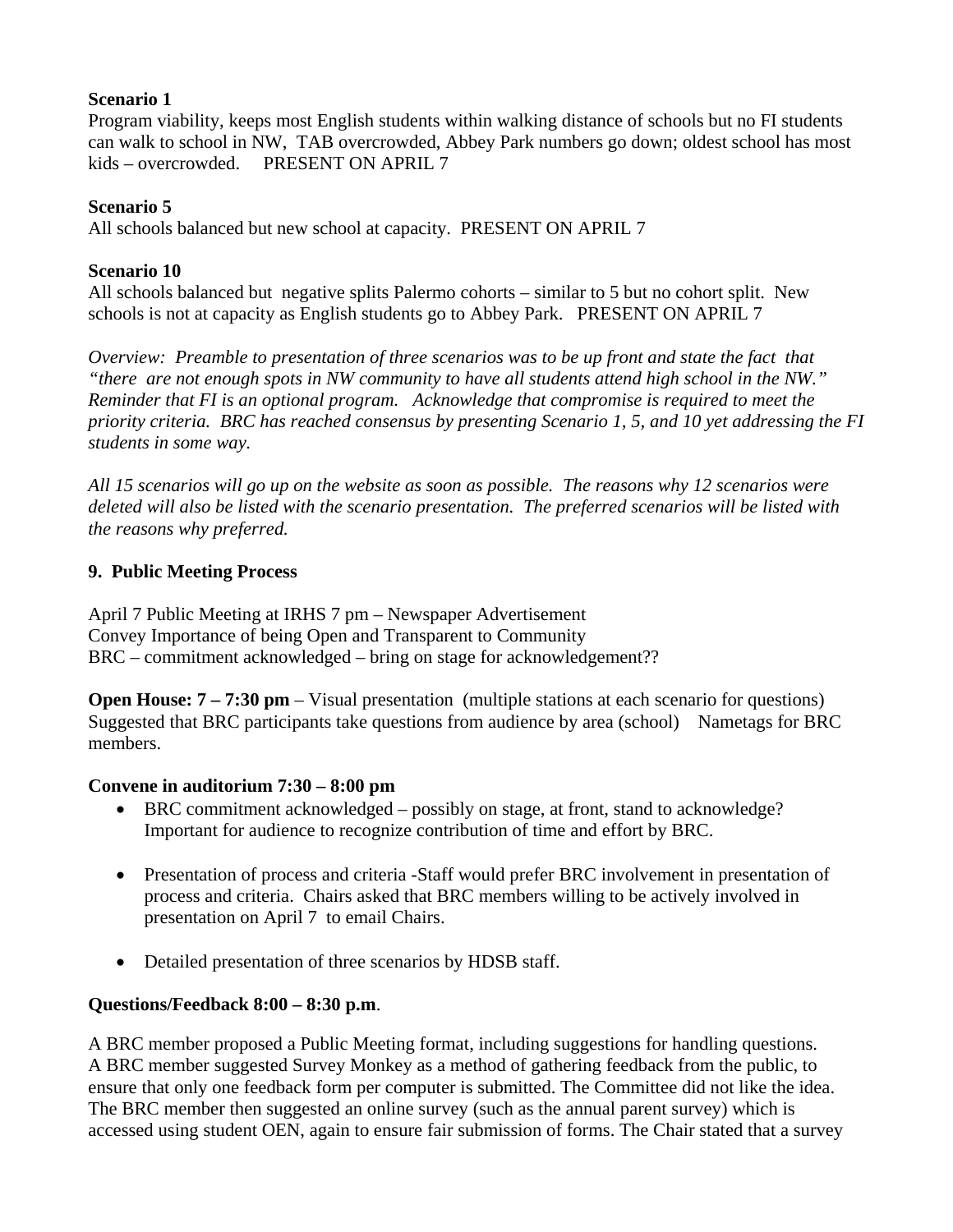**Scenario 1**

Program viability, keeps most English students within walking distance of schools but no FI students can walk to school in NW, TAB overcrowded, Abbey Park numbers go down; oldest school has most kids – overcrowded. PRESENT ON APRIL 7

**Scenario 5**

All schools balanced but new school at capacity. PRESENT ON APRIL 7

**Scenario 10**

All schools balanced but negative splits Palermo cohorts – similar to 5 but no cohort split. New schools is not at capacity as English students go to Abbey Park. PRESENT ON APRIL 7

*Overview: Preamble to presentation of three scenarios was to be up front and state the fact that "there are not enough spots in NW community to have all students attend high school in the NW." Reminder that FI is an optional program. Acknowledge that compromise is required to meet the priority criteria. BRC has reached consensus by presenting Scenario 1, 5, and 10 yet addressing the FI students in some way.*

*All 15 scenarios will go up on the website as soon as possible. The reasons why 12 scenarios were deleted will also be listed with the scenario presentation. The preferred scenarios will be listed with the reasons why preferred.*

**9. Public Meeting Process**

April 7 Public Meeting at IRHS 7 pm – Newspaper Advertisement
Convey Importance of being Open and Transparent to Community
BRC – commitment acknowledged – bring on stage for acknowledgement??

**Open House: 7 – 7:30 pm** – Visual presentation (multiple stations at each scenario for questions)
Suggested that BRC participants take questions from audience by area (school) Nametags for BRC members.

**Convene in auditorium 7:30 – 8:00 pm**

- BRC commitment acknowledged – possibly on stage, at front, stand to acknowledge? Important for audience to recognize contribution of time and effort by BRC.
- Presentation of process and criteria -Staff would prefer BRC involvement in presentation of process and criteria. Chairs asked that BRC members willing to be actively involved in presentation on April 7 to email Chairs.
- Detailed presentation of three scenarios by HDSB staff.

**Questions/Feedback 8:00 – 8:30 p.m**.

A BRC member proposed a Public Meeting format, including suggestions for handling questions. A BRC member suggested Survey Monkey as a method of gathering feedback from the public, to ensure that only one feedback form per computer is submitted. The Committee did not like the idea. The BRC member then suggested an online survey (such as the annual parent survey) which is accessed using student OEN, again to ensure fair submission of forms. The Chair stated that a survey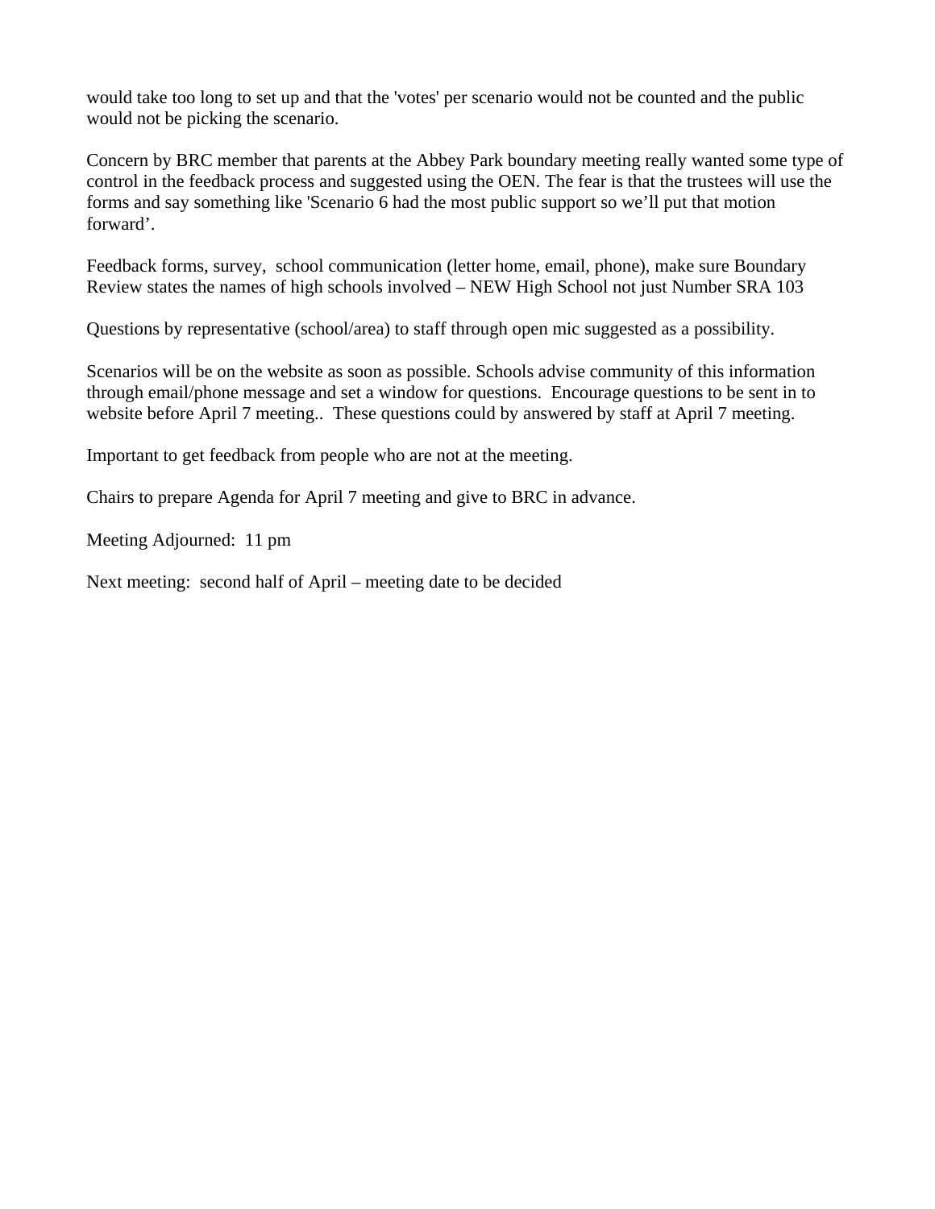would take too long to set up and that the 'votes' per scenario would not be counted and the public would not be picking the scenario.

Concern by BRC member that parents at the Abbey Park boundary meeting really wanted some type of control in the feedback process and suggested using the OEN. The fear is that the trustees will use the forms and say something like 'Scenario 6 had the most public support so we'll put that motion forward'.

Feedback forms, survey, school communication (letter home, email, phone), make sure Boundary Review states the names of high schools involved – NEW High School not just Number SRA 103

Questions by representative (school/area) to staff through open mic suggested as a possibility.

Scenarios will be on the website as soon as possible. Schools advise community of this information through email/phone message and set a window for questions. Encourage questions to be sent in to website before April 7 meeting.. These questions could by answered by staff at April 7 meeting.

Important to get feedback from people who are not at the meeting.

Chairs to prepare Agenda for April 7 meeting and give to BRC in advance.

Meeting Adjourned: 11 pm

Next meeting: second half of April – meeting date to be decided